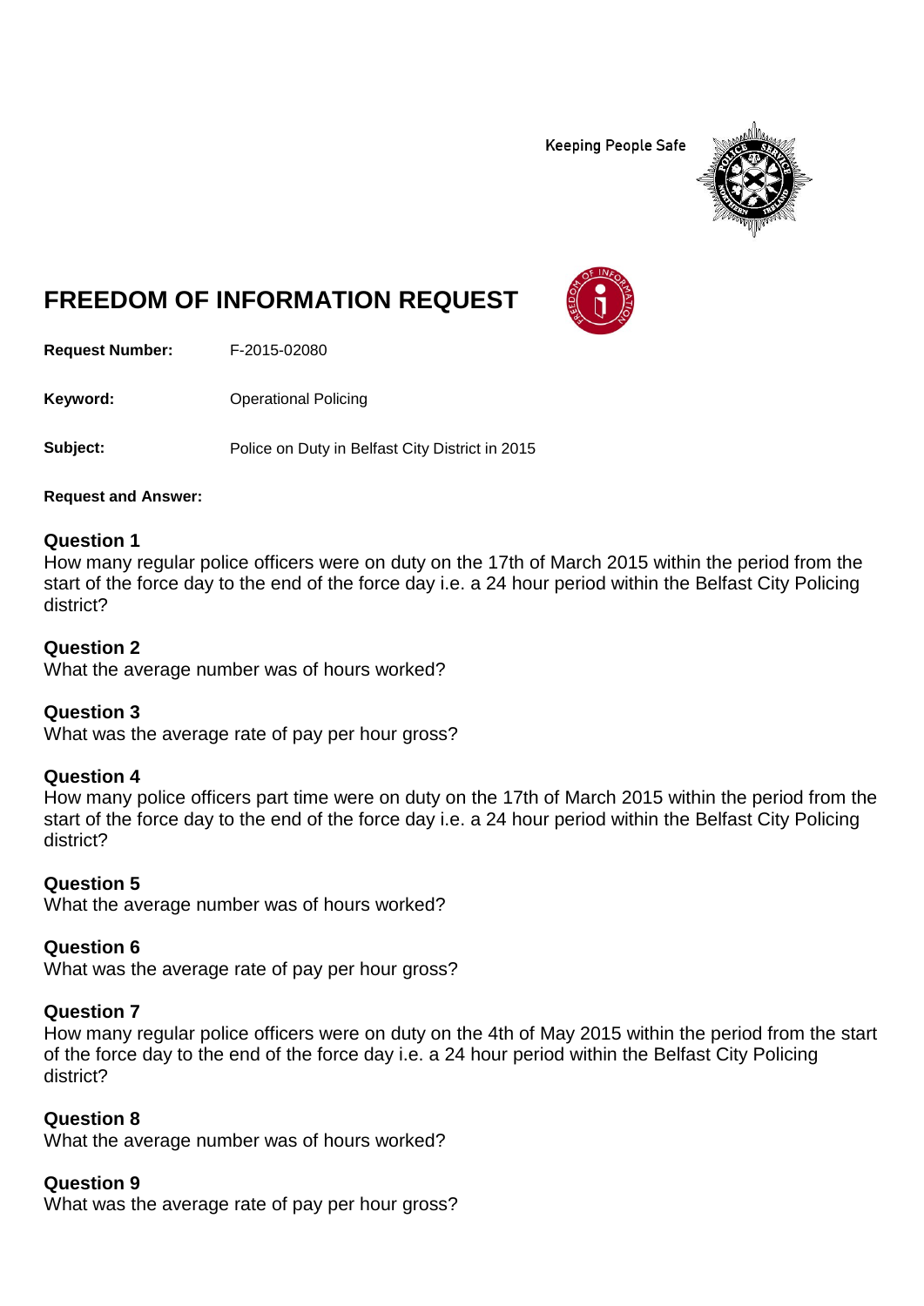Keeping People Safe

# FREEDOM OF INFORMATION REQUEST

**Request Number:** F-2015-02080

**Keyword:** Operational Policing

**Subject:** Police on Duty in Belfast City District in 2015

**Request and Answer:**

**Question 1**
How many regular police officers were on duty on the 17th of March 2015 within the period from the start of the force day to the end of the force day i.e. a 24 hour period within the Belfast City Policing district?

**Question 2**
What the average number was of hours worked?

**Question 3**
What was the average rate of pay per hour gross?

**Question 4**
How many police officers part time were on duty on the 17th of March 2015 within the period from the start of the force day to the end of the force day i.e. a 24 hour period within the Belfast City Policing district?

**Question 5**
What the average number was of hours worked?

**Question 6**
What was the average rate of pay per hour gross?

**Question 7**
How many regular police officers were on duty on the 4th of May 2015 within the period from the start of the force day to the end of the force day i.e. a 24 hour period within the Belfast City Policing district?

**Question 8**
What the average number was of hours worked?

**Question 9**
What was the average rate of pay per hour gross?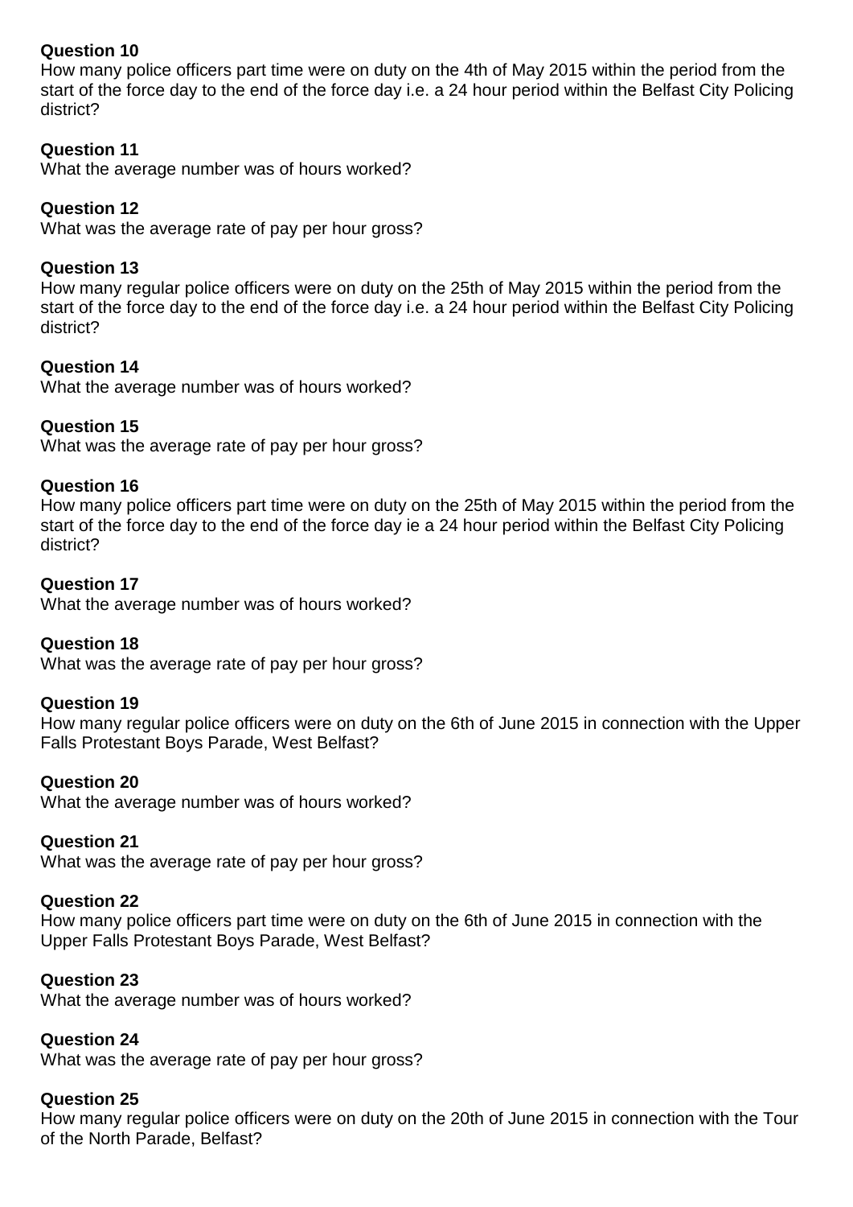**Question 10**

How many police officers part time were on duty on the 4th of May 2015 within the period from the start of the force day to the end of the force day i.e. a 24 hour period within the Belfast City Policing district?

**Question 11**

What the average number was of hours worked?

**Question 12**

What was the average rate of pay per hour gross?

**Question 13**

How many regular police officers were on duty on the 25th of May 2015 within the period from the start of the force day to the end of the force day i.e. a 24 hour period within the Belfast City Policing district?

**Question 14**

What the average number was of hours worked?

**Question 15**

What was the average rate of pay per hour gross?

**Question 16**

How many police officers part time were on duty on the 25th of May 2015 within the period from the start of the force day to the end of the force day ie a 24 hour period within the Belfast City Policing district?

**Question 17**

What the average number was of hours worked?

**Question 18**

What was the average rate of pay per hour gross?

**Question 19**

How many regular police officers were on duty on the 6th of June 2015 in connection with the Upper Falls Protestant Boys Parade, West Belfast?

**Question 20**

What the average number was of hours worked?

**Question 21**

What was the average rate of pay per hour gross?

**Question 22**

How many police officers part time were on duty on the 6th of June 2015 in connection with the Upper Falls Protestant Boys Parade, West Belfast?

**Question 23**

What the average number was of hours worked?

**Question 24**

What was the average rate of pay per hour gross?

**Question 25**

How many regular police officers were on duty on the 20th of June 2015 in connection with the Tour of the North Parade, Belfast?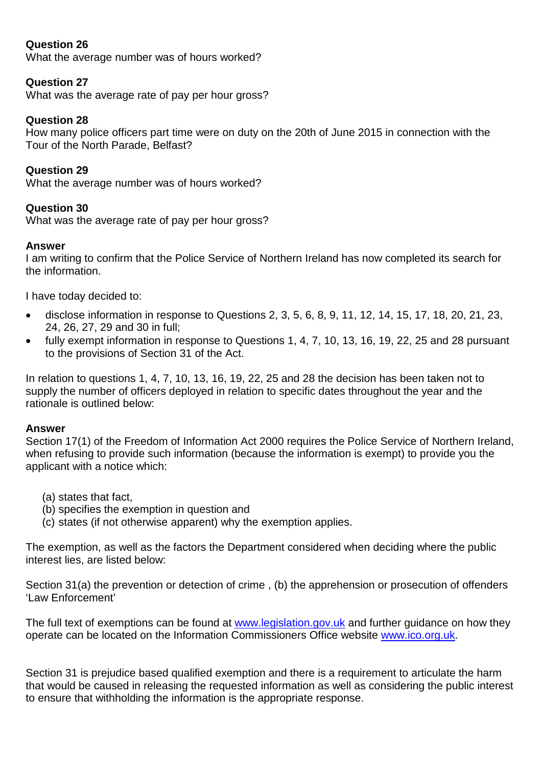**Question 26**
What the average number was of hours worked?

**Question 27**
What was the average rate of pay per hour gross?

**Question 28**
How many police officers part time were on duty on the 20th of June 2015 in connection with the Tour of the North Parade, Belfast?

**Question 29**
What the average number was of hours worked?

**Question 30**
What was the average rate of pay per hour gross?

**Answer**
I am writing to confirm that the Police Service of Northern Ireland has now completed its search for the information.

I have today decided to:

- disclose information in response to Questions 2, 3, 5, 6, 8, 9, 11, 12, 14, 15, 17, 18, 20, 21, 23, 24, 26, 27, 29 and 30 in full;
- fully exempt information in response to Questions 1, 4, 7, 10, 13, 16, 19, 22, 25 and 28 pursuant to the provisions of Section 31 of the Act.

In relation to questions 1, 4, 7, 10, 13, 16, 19, 22, 25 and 28 the decision has been taken not to supply the number of officers deployed in relation to specific dates throughout the year and the rationale is outlined below:

**Answer**
Section 17(1) of the Freedom of Information Act 2000 requires the Police Service of Northern Ireland, when refusing to provide such information (because the information is exempt) to provide you the applicant with a notice which:

(a) states that fact,
(b) specifies the exemption in question and
(c) states (if not otherwise apparent) why the exemption applies.

The exemption, as well as the factors the Department considered when deciding where the public interest lies, are listed below:

Section 31(a) the prevention or detection of crime , (b) the apprehension or prosecution of offenders 'Law Enforcement'

The full text of exemptions can be found at [www.legislation.gov.uk](http://www.legislation.gov.uk) and further guidance on how they operate can be located on the Information Commissioners Office website [www.ico.org.uk](http://www.ico.org.uk).

Section 31 is prejudice based qualified exemption and there is a requirement to articulate the harm that would be caused in releasing the requested information as well as considering the public interest to ensure that withholding the information is the appropriate response.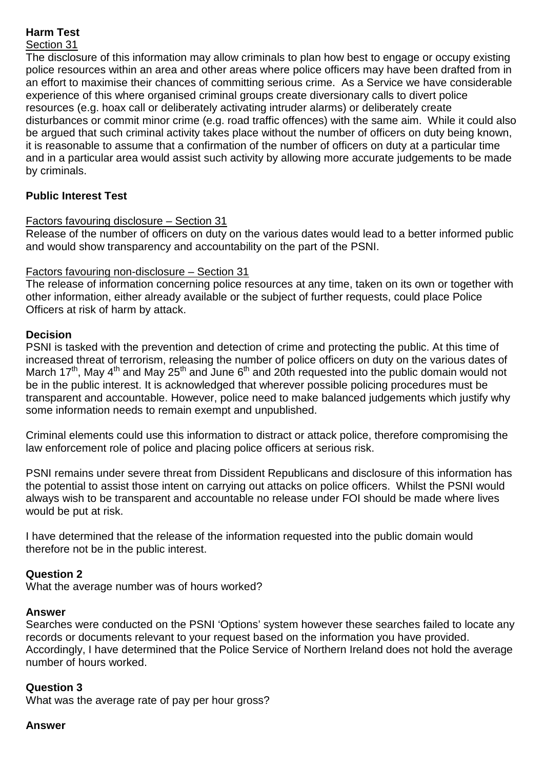**Harm Test**

Section 31

The disclosure of this information may allow criminals to plan how best to engage or occupy existing police resources within an area and other areas where police officers may have been drafted from in an effort to maximise their chances of committing serious crime. As a Service we have considerable experience of this where organised criminal groups create diversionary calls to divert police resources (e.g. hoax call or deliberately activating intruder alarms) or deliberately create disturbances or commit minor crime (e.g. road traffic offences) with the same aim. While it could also be argued that such criminal activity takes place without the number of officers on duty being known, it is reasonable to assume that a confirmation of the number of officers on duty at a particular time and in a particular area would assist such activity by allowing more accurate judgements to be made by criminals.

**Public Interest Test**

Factors favouring disclosure – Section 31

Release of the number of officers on duty on the various dates would lead to a better informed public and would show transparency and accountability on the part of the PSNI.

Factors favouring non-disclosure – Section 31

The release of information concerning police resources at any time, taken on its own or together with other information, either already available or the subject of further requests, could place Police Officers at risk of harm by attack.

**Decision**

PSNI is tasked with the prevention and detection of crime and protecting the public. At this time of increased threat of terrorism, releasing the number of police officers on duty on the various dates of March 17th, May 4th and May 25th and June 6th and 20th requested into the public domain would not be in the public interest. It is acknowledged that wherever possible policing procedures must be transparent and accountable. However, police need to make balanced judgements which justify why some information needs to remain exempt and unpublished.

Criminal elements could use this information to distract or attack police, therefore compromising the law enforcement role of police and placing police officers at serious risk.

PSNI remains under severe threat from Dissident Republicans and disclosure of this information has the potential to assist those intent on carrying out attacks on police officers. Whilst the PSNI would always wish to be transparent and accountable no release under FOI should be made where lives would be put at risk.

I have determined that the release of the information requested into the public domain would therefore not be in the public interest.

**Question 2**

What the average number was of hours worked?

**Answer**

Searches were conducted on the PSNI 'Options' system however these searches failed to locate any records or documents relevant to your request based on the information you have provided. Accordingly, I have determined that the Police Service of Northern Ireland does not hold the average number of hours worked.

**Question 3**

What was the average rate of pay per hour gross?

**Answer**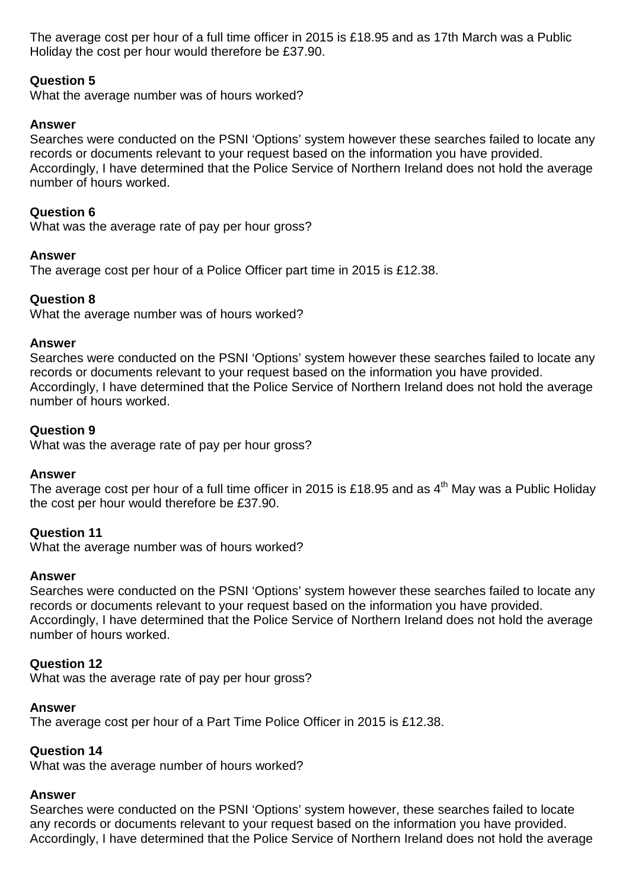The average cost per hour of a full time officer in 2015 is £18.95 and as 17th March was a Public Holiday the cost per hour would therefore be £37.90.

**Question 5**
What the average number was of hours worked?

**Answer**
Searches were conducted on the PSNI 'Options' system however these searches failed to locate any records or documents relevant to your request based on the information you have provided. Accordingly, I have determined that the Police Service of Northern Ireland does not hold the average number of hours worked.

**Question 6**
What was the average rate of pay per hour gross?

**Answer**
The average cost per hour of a Police Officer part time in 2015 is £12.38.

**Question 8**
What the average number was of hours worked?

**Answer**
Searches were conducted on the PSNI 'Options' system however these searches failed to locate any records or documents relevant to your request based on the information you have provided. Accordingly, I have determined that the Police Service of Northern Ireland does not hold the average number of hours worked.

**Question 9**
What was the average rate of pay per hour gross?

**Answer**
The average cost per hour of a full time officer in 2015 is £18.95 and as 4th May was a Public Holiday the cost per hour would therefore be £37.90.

**Question 11**
What the average number was of hours worked?

**Answer**
Searches were conducted on the PSNI 'Options' system however these searches failed to locate any records or documents relevant to your request based on the information you have provided. Accordingly, I have determined that the Police Service of Northern Ireland does not hold the average number of hours worked.

**Question 12**
What was the average rate of pay per hour gross?

**Answer**
The average cost per hour of a Part Time Police Officer in 2015 is £12.38.

**Question 14**
What was the average number of hours worked?

**Answer**
Searches were conducted on the PSNI 'Options' system however, these searches failed to locate any records or documents relevant to your request based on the information you have provided. Accordingly, I have determined that the Police Service of Northern Ireland does not hold the average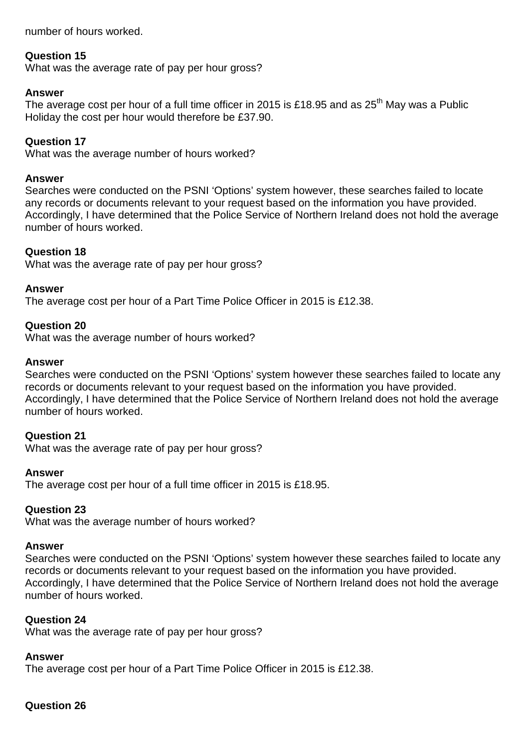number of hours worked.

**Question 15**
What was the average rate of pay per hour gross?

**Answer**
The average cost per hour of a full time officer in 2015 is £18.95 and as 25th May was a Public Holiday the cost per hour would therefore be £37.90.

**Question 17**
What was the average number of hours worked?

**Answer**
Searches were conducted on the PSNI 'Options' system however, these searches failed to locate any records or documents relevant to your request based on the information you have provided. Accordingly, I have determined that the Police Service of Northern Ireland does not hold the average number of hours worked.

**Question 18**
What was the average rate of pay per hour gross?

**Answer**
The average cost per hour of a Part Time Police Officer in 2015 is £12.38.

**Question 20**
What was the average number of hours worked?

**Answer**
Searches were conducted on the PSNI 'Options' system however these searches failed to locate any records or documents relevant to your request based on the information you have provided. Accordingly, I have determined that the Police Service of Northern Ireland does not hold the average number of hours worked.

**Question 21**
What was the average rate of pay per hour gross?

**Answer**
The average cost per hour of a full time officer in 2015 is £18.95.

**Question 23**
What was the average number of hours worked?

**Answer**
Searches were conducted on the PSNI 'Options' system however these searches failed to locate any records or documents relevant to your request based on the information you have provided. Accordingly, I have determined that the Police Service of Northern Ireland does not hold the average number of hours worked.

**Question 24**
What was the average rate of pay per hour gross?

**Answer**
The average cost per hour of a Part Time Police Officer in 2015 is £12.38.

**Question 26**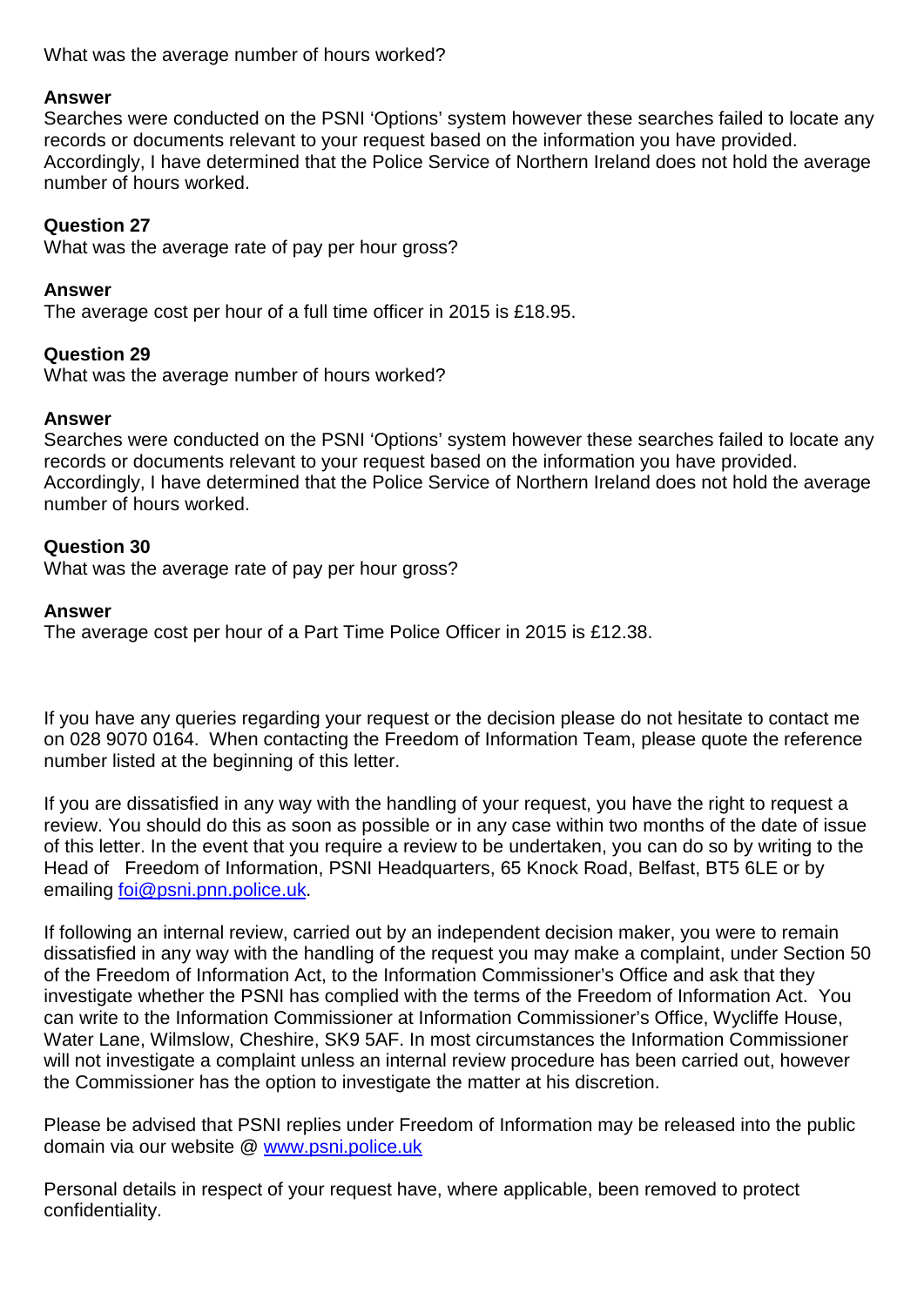What was the average number of hours worked?

**Answer**
Searches were conducted on the PSNI 'Options' system however these searches failed to locate any records or documents relevant to your request based on the information you have provided. Accordingly, I have determined that the Police Service of Northern Ireland does not hold the average number of hours worked.

**Question 27**
What was the average rate of pay per hour gross?

**Answer**
The average cost per hour of a full time officer in 2015 is £18.95.

**Question 29**
What was the average number of hours worked?

**Answer**
Searches were conducted on the PSNI 'Options' system however these searches failed to locate any records or documents relevant to your request based on the information you have provided. Accordingly, I have determined that the Police Service of Northern Ireland does not hold the average number of hours worked.

**Question 30**
What was the average rate of pay per hour gross?

**Answer**
The average cost per hour of a Part Time Police Officer in 2015 is £12.38.

If you have any queries regarding your request or the decision please do not hesitate to contact me on 028 9070 0164. When contacting the Freedom of Information Team, please quote the reference number listed at the beginning of this letter.

If you are dissatisfied in any way with the handling of your request, you have the right to request a review. You should do this as soon as possible or in any case within two months of the date of issue of this letter. In the event that you require a review to be undertaken, you can do so by writing to the Head of Freedom of Information, PSNI Headquarters, 65 Knock Road, Belfast, BT5 6LE or by emailing [foi@psni.pnn.police.uk](mailto:foi@psni.pnn.police.uk).

If following an internal review, carried out by an independent decision maker, you were to remain dissatisfied in any way with the handling of the request you may make a complaint, under Section 50 of the Freedom of Information Act, to the Information Commissioner's Office and ask that they investigate whether the PSNI has complied with the terms of the Freedom of Information Act. You can write to the Information Commissioner at Information Commissioner's Office, Wycliffe House, Water Lane, Wilmslow, Cheshire, SK9 5AF. In most circumstances the Information Commissioner will not investigate a complaint unless an internal review procedure has been carried out, however the Commissioner has the option to investigate the matter at his discretion.

Please be advised that PSNI replies under Freedom of Information may be released into the public domain via our website @ [www.psni.police.uk](http://www.psni.police.uk)

Personal details in respect of your request have, where applicable, been removed to protect confidentiality.